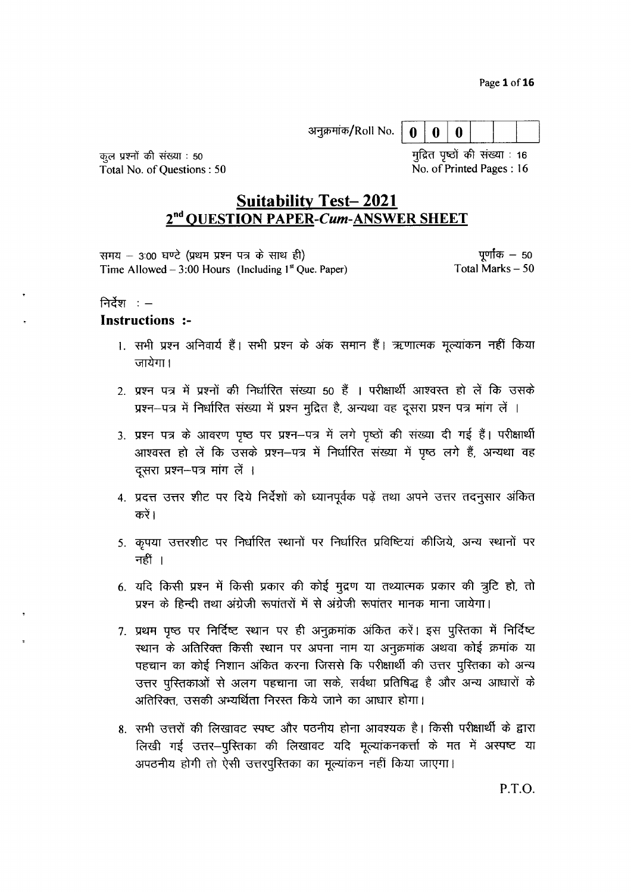अनुक्रमांक/Roll No. | 0 | 0 | 0 | | | |

कुल प्रश्नों की संख्या : 50
Total No. of Questions : 50

मुद्रित पृष्ठों की संख्या : 16
No. of Printed Pages : 16

# Suitability Test– 2021
## 2nd QUESTION PAPER-*Cum*-ANSWER SHEET

समय – 3:00 घण्टे (प्रथम प्रश्न पत्र के साथ ही)
Time Allowed – 3:00 Hours (Including 1st Que. Paper)

पूर्णांक – 50
Total Marks – 50

निर्देश : –

### Instructions :-

1. सभी प्रश्न अनिवार्य हैं। सभी प्रश्न के अंक समान हैं। ऋणात्मक मूल्यांकन नहीं किया जायेगा।
2. प्रश्न पत्र में प्रश्नों की निर्धारित संख्या 50 हैं । परीक्षार्थी आश्वस्त हो लें कि उसके प्रश्न–पत्र में निर्धारित संख्या में प्रश्न मुद्रित है, अन्यथा वह दूसरा प्रश्न पत्र मांग लें ।
3. प्रश्न पत्र के आवरण पृष्ठ पर प्रश्न–पत्र में लगे पृष्ठों की संख्या दी गई हैं। परीक्षार्थी आश्वस्त हो लें कि उसके प्रश्न–पत्र में निर्धारित संख्या में पृष्ठ लगे हैं, अन्यथा वह दूसरा प्रश्न–पत्र मांग लें ।
4. प्रदत्त उत्तर शीट पर दिये निर्देशों को ध्यानपूर्वक पढ़ें तथा अपने उत्तर तदनुसार अंकित करें।
5. कृपया उत्तरशीट पर निर्धारित स्थानों पर निर्धारित प्रविष्टियां कीजिये, अन्य स्थानों पर नहीं ।
6. यदि किसी प्रश्न में किसी प्रकार की कोई मुद्रण या तथ्यात्मक प्रकार की त्रुटि हो, तो प्रश्न के हिन्दी तथा अंग्रेजी रूपांतरों में से अंग्रेजी रूपांतर मानक माना जायेगा।
7. प्रथम पृष्ठ पर निर्दिष्ट स्थान पर ही अनुक्रमांक अंकित करें। इस पुस्तिका में निर्दिष्ट स्थान के अतिरिक्त किसी स्थान पर अपना नाम या अनुक्रमांक अथवा कोई क्रमांक या पहचान का कोई निशान अंकित करना जिससे कि परीक्षार्थी की उत्तर पुस्तिका को अन्य उत्तर पुस्तिकाओं से अलग पहचाना जा सके, सर्वथा प्रतिषिद्ध है और अन्य आधारों के अतिरिक्त, उसकी अभ्यर्थिता निरस्त किये जाने का आधार होगा।
8. सभी उत्तरों की लिखावट स्पष्ट और पठनीय होना आवश्यक है। किसी परीक्षार्थी के द्वारा लिखी गई उत्तर–पुस्तिका की लिखावट यदि मूल्यांकनकर्त्ता के मत में अस्पष्ट या अपठनीय होगी तो ऐसी उत्तरपुस्तिका का मूल्यांकन नहीं किया जाएगा।

P.T.O.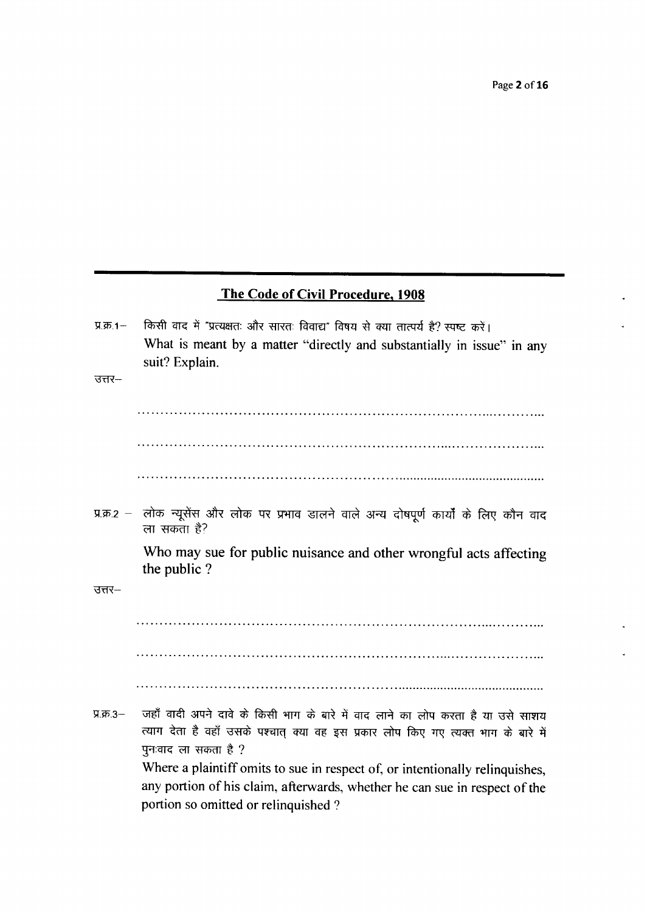## The Code of Civil Procedure, 1908

प्र.क्र.1– किसी वाद में "प्रत्यक्षतः और सारतः विवाद्य" विषय से क्या तात्पर्य है? स्पष्ट करें।
What is meant by a matter "directly and substantially in issue" in any suit? Explain.

उत्तर–

..............................................................................................

..............................................................................................

..............................................................................................

प्र.क्र.2 – लोक न्यूसेंस और लोक पर प्रभाव डालने वाले अन्य दोषपूर्ण कार्यों के लिए कौन वाद ला सकता है?

Who may sue for public nuisance and other wrongful acts affecting the public ?

उत्तर–

..............................................................................................

..............................................................................................

..............................................................................................

प्र.क्र.3– जहाँ वादी अपने दावे के किसी भाग के बारे में वाद लाने का लोप करता है या उसे साशय त्याग देता है वहाँ उसके पश्चात् क्या वह इस प्रकार लोप किए गए त्यक्त भाग के बारे में पुनःवाद ला सकता है ?

Where a plaintiff omits to sue in respect of, or intentionally relinquishes, any portion of his claim, afterwards, whether he can sue in respect of the portion so omitted or relinquished ?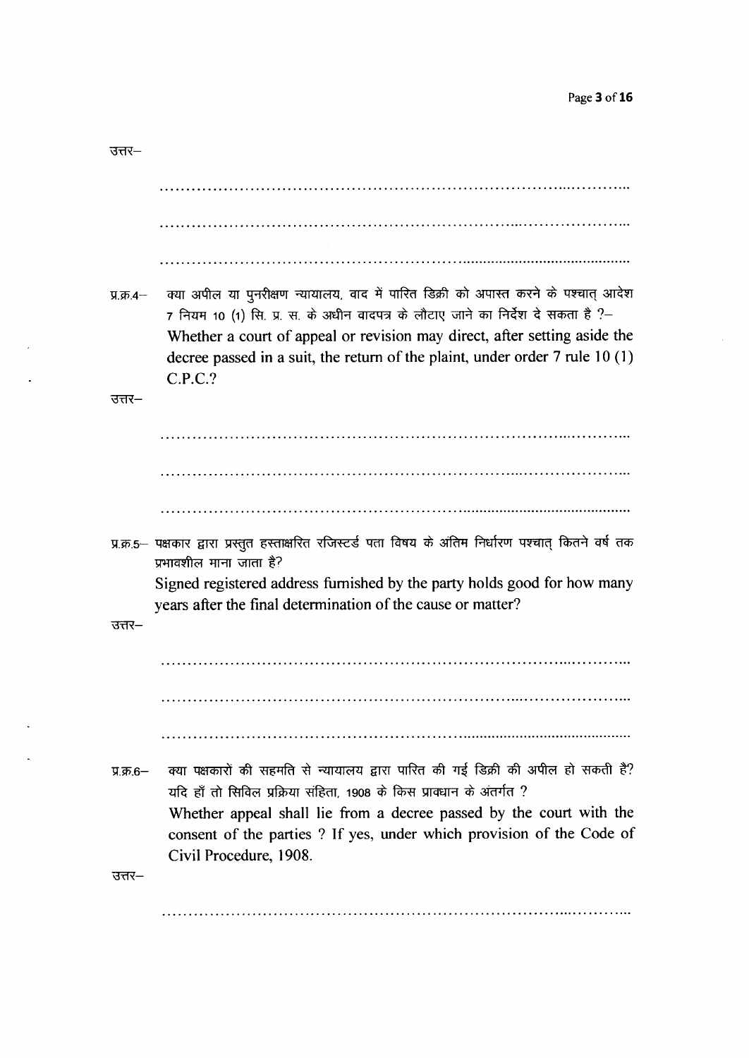उत्तर–

……………………………………………………………………………………

……………………………………………………………………………………

……………………………………………………………………………………

प्र.क्र.4– क्या अपील या पुनरीक्षण न्यायालय, वाद में पारित डिक्री को अपास्त करने के पश्चात् आदेश 7 नियम 10 (1) सि. प्र. स. के अधीन वादपत्र के लौटाए जाने का निर्देश दे सकता है ?–
Whether a court of appeal or revision may direct, after setting aside the decree passed in a suit, the return of the plaint, under order 7 rule 10 (1) C.P.C.?

उत्तर–

……………………………………………………………………………………

……………………………………………………………………………………

……………………………………………………………………………………

प्र.क्र.5– पक्षकार द्वारा प्रस्तुत हस्ताक्षरित रजिस्टर्ड पता विषय के अंतिम निर्धारण पश्चात् कितने वर्ष तक प्रभावशील माना जाता है?
Signed registered address furnished by the party holds good for how many years after the final determination of the cause or matter?

उत्तर–

……………………………………………………………………………………

……………………………………………………………………………………

……………………………………………………………………………………

प्र.क्र.6– क्या पक्षकारों की सहमति से न्यायालय द्वारा पारित की गई डिक्री की अपील हो सकती है? यदि हाँ तो सिविल प्रक्रिया संहिता, 1908 के किस प्रावधान के अंतर्गत ?
Whether appeal shall lie from a decree passed by the court with the consent of the parties ? If yes, under which provision of the Code of Civil Procedure, 1908.

उत्तर–

……………………………………………………………………………………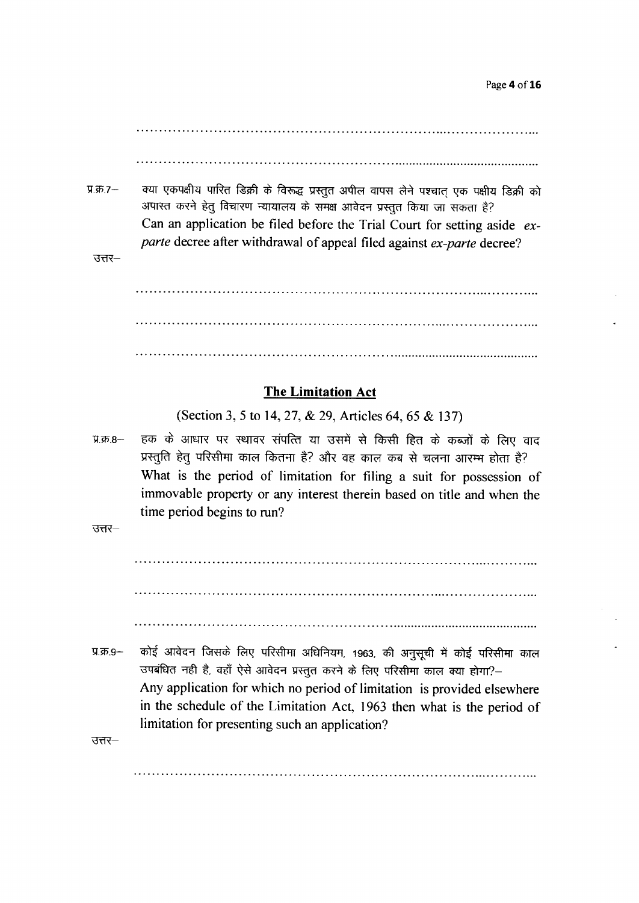..............................................................................................

..............................................................................................

प्र.क्र.7– क्या एकपक्षीय पारित डिक्री के विरूद्ध प्रस्तुत अपील वापस लेने पश्चात् एक पक्षीय डिक्री को अपास्त करने हेतु विचारण न्यायालय के समक्ष आवेदन प्रस्तुत किया जा सकता है?

Can an application be filed before the Trial Court for setting aside *ex-parte* decree after withdrawal of appeal filed against *ex-parte* decree?

उत्तर–

..............................................................................................

..............................................................................................

..............................................................................................

## The Limitation Act

(Section 3, 5 to 14, 27, & 29, Articles 64, 65 & 137)

प्र.क्र.8– हक के आधार पर स्थावर संपत्ति या उसमें से किसी हित के कब्जों के लिए वाद प्रस्तुति हेतु परिसीमा काल कितना है? और वह काल कब से चलना आरम्भ होता है?

What is the period of limitation for filing a suit for possession of immovable property or any interest therein based on title and when the time period begins to run?

उत्तर–

..............................................................................................

..............................................................................................

..............................................................................................

प्र.क्र.9– कोई आवेदन जिसके लिए परिसीमा अधिनियम, 1963, की अनुसूची में कोई परिसीमा काल उपबंधित नही है, वहाँ ऐसे आवेदन प्रस्तुत करने के लिए परिसीमा काल क्या होगा?–

Any application for which no period of limitation is provided elsewhere in the schedule of the Limitation Act, 1963 then what is the period of limitation for presenting such an application?

उत्तर–

..............................................................................................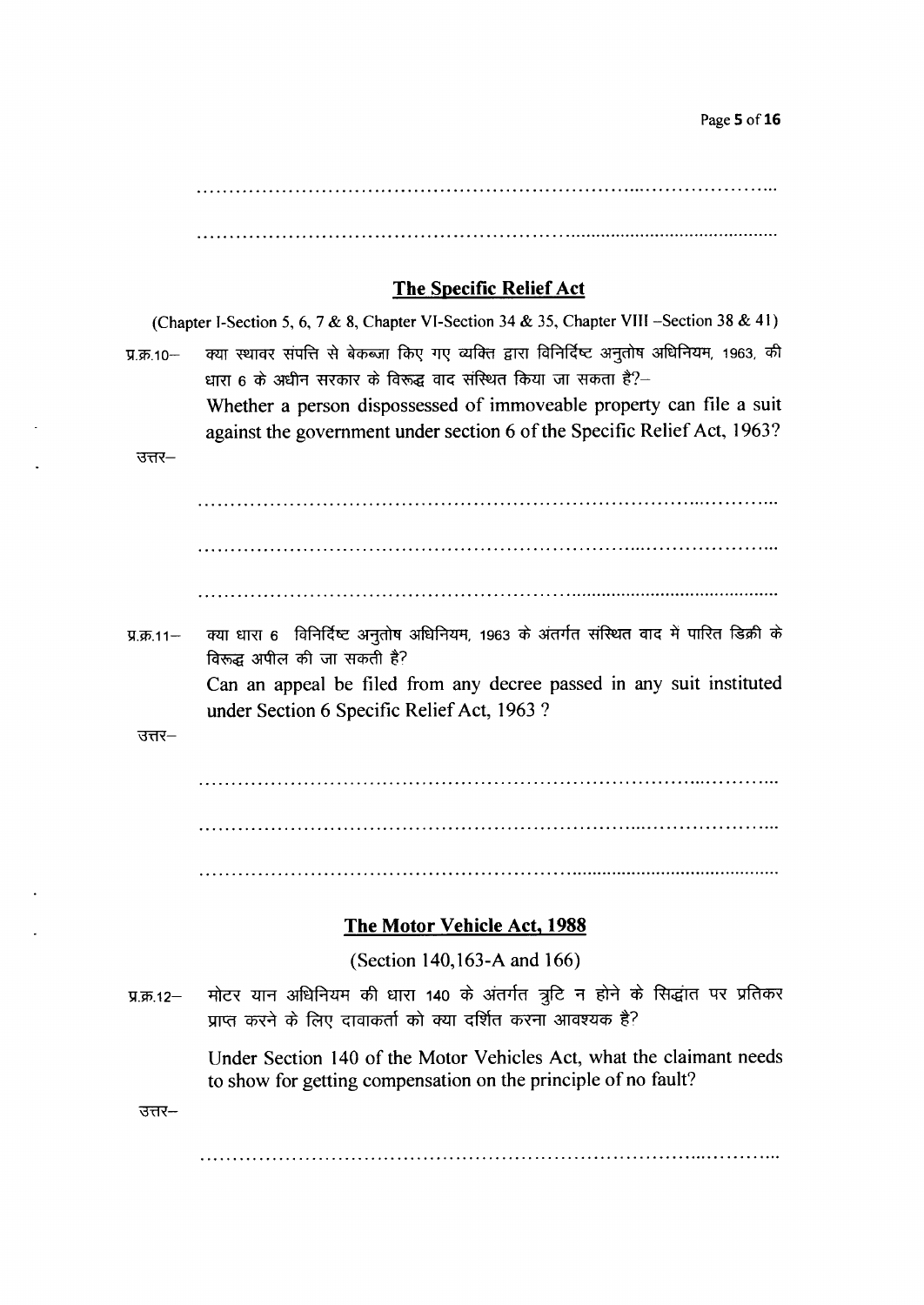.....................................................................................................

.....................................................................................................

## The Specific Relief Act

(Chapter I-Section 5, 6, 7 & 8, Chapter VI-Section 34 & 35, Chapter VIII –Section 38 & 41)

प्र.क्र.10– क्या स्थावर संपत्ति से बेकब्जा किए गए व्यक्ति द्वारा विनिर्दिष्ट अनुतोष अधिनियम, 1963, की धारा 6 के अधीन सरकार के विरूद्ध वाद संस्थित किया जा सकता है?–

Whether a person dispossessed of immoveable property can file a suit against the government under section 6 of the Specific Relief Act, 1963?

उत्तर–

.....................................................................................................

.....................................................................................................

.....................................................................................................

प्र.क्र.11– क्या धारा 6 विनिर्दिष्ट अनुतोष अधिनियम, 1963 के अंतर्गत संस्थित वाद मे पारित डिक्री के विरूद्ध अपील की जा सकती है?

Can an appeal be filed from any decree passed in any suit instituted under Section 6 Specific Relief Act, 1963 ?

उत्तर–

.....................................................................................................

.....................................................................................................

.....................................................................................................

## The Motor Vehicle Act, 1988

(Section 140,163-A and 166)

प्र.क्र.12– मोटर यान अधिनियम की धारा 140 के अंतर्गत त्रुटि न होने के सिद्धांत पर प्रतिकर प्राप्त करने के लिए दावाकर्ता को क्या दर्शित करना आवश्यक है?

Under Section 140 of the Motor Vehicles Act, what the claimant needs to show for getting compensation on the principle of no fault?

उत्तर–

.....................................................................................................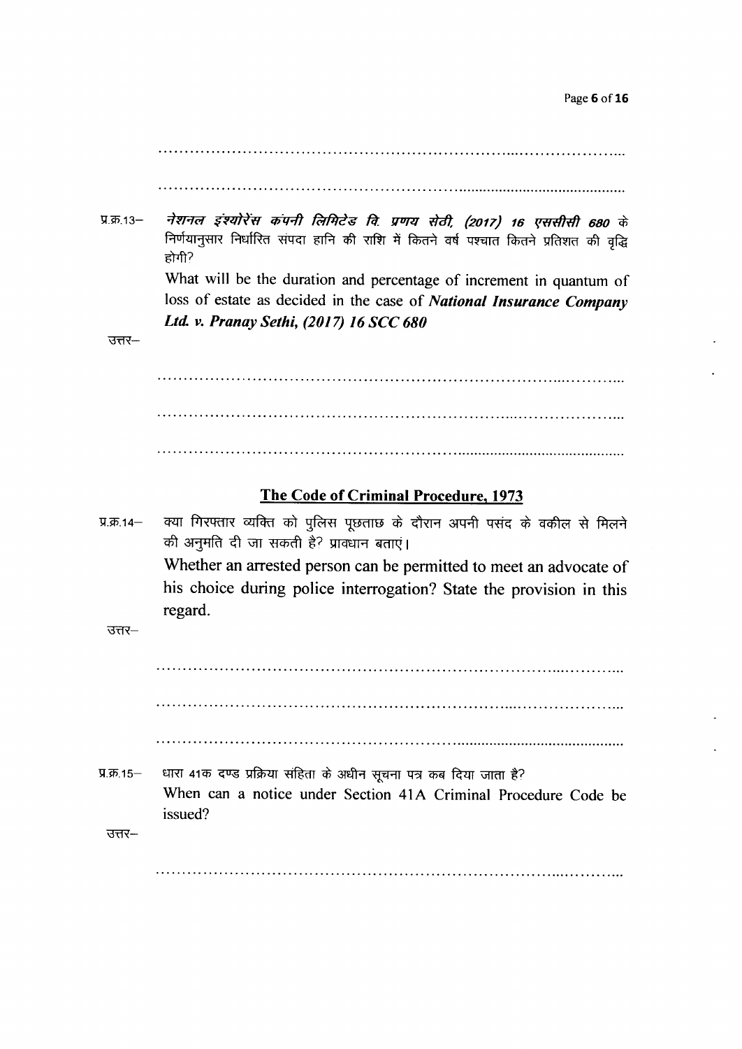.......................................................................................................

.......................................................................................................

प्र.क्र.13– *नेशनल इंश्योरेंस कंपनी लिमिटेड वि. प्रणय सेठी, (2017) 16 एससीसी 680* के निर्णयानुसार निर्धारित संपदा हानि की राशि में कितने वर्ष पश्चात कितने प्रतिशत की वृद्धि होगी?

What will be the duration and percentage of increment in quantum of loss of estate as decided in the case of ***National Insurance Company Ltd. v. Pranay Sethi, (2017) 16 SCC 680***

उत्तर–

.......................................................................................................

.......................................................................................................

.......................................................................................................

## The Code of Criminal Procedure, 1973

प्र.क्र.14– क्या गिरफ्तार व्यक्ति को पुलिस पूछताछ के दौरान अपनी पसंद के वकील से मिलने की अनुमति दी जा सकती है? प्रावधान बताएं।

Whether an arrested person can be permitted to meet an advocate of his choice during police interrogation? State the provision in this regard.

उत्तर–

.......................................................................................................

.......................................................................................................

.......................................................................................................

प्र.क्र.15– धारा 41क दण्ड प्रक्रिया संहिता के अधीन सूचना पत्र कब दिया जाता है?

When can a notice under Section 41A Criminal Procedure Code be issued?

उत्तर–

.......................................................................................................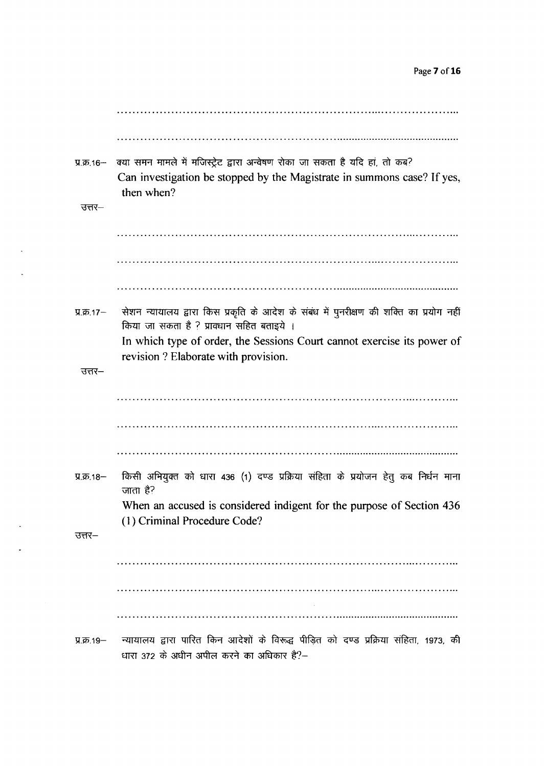……………………………………………………………………………………………

……………………………………………………………………………………………

प्र.क्र.16– क्या समन मामले में मजिस्ट्रेट द्वारा अन्वेषण रोका जा सकता है यदि हां, तो कब?

Can investigation be stopped by the Magistrate in summons case? If yes, then when?

उत्तर–

……………………………………………………………………………………………

……………………………………………………………………………………………

……………………………………………………………………………………………

प्र.क्र.17– सेशन न्यायालय द्वारा किस प्रकृति के आदेश के संबंध में पुनरीक्षण की शक्ति का प्रयोग नहीं किया जा सकता है ? प्रावधान सहित बताइये ।

In which type of order, the Sessions Court cannot exercise its power of revision ? Elaborate with provision.

उत्तर–

……………………………………………………………………………………………

……………………………………………………………………………………………

……………………………………………………………………………………………

प्र.क्र.18– किसी अभियुक्त को धारा 436 (1) दण्ड प्रक्रिया संहिता के प्रयोजन हेतु कब निर्धन माना जाता है?

When an accused is considered indigent for the purpose of Section 436 (1) Criminal Procedure Code?

उत्तर–

……………………………………………………………………………………………

……………………………………………………………………………………………

……………………………………………………………………………………………

प्र.क्र.19– न्यायालय द्वारा पारित किन आदेशों के विरूद्ध पीड़ित को दण्ड प्रक्रिया संहिता, 1973, की धारा 372 के अधीन अपील करने का अधिकार है?–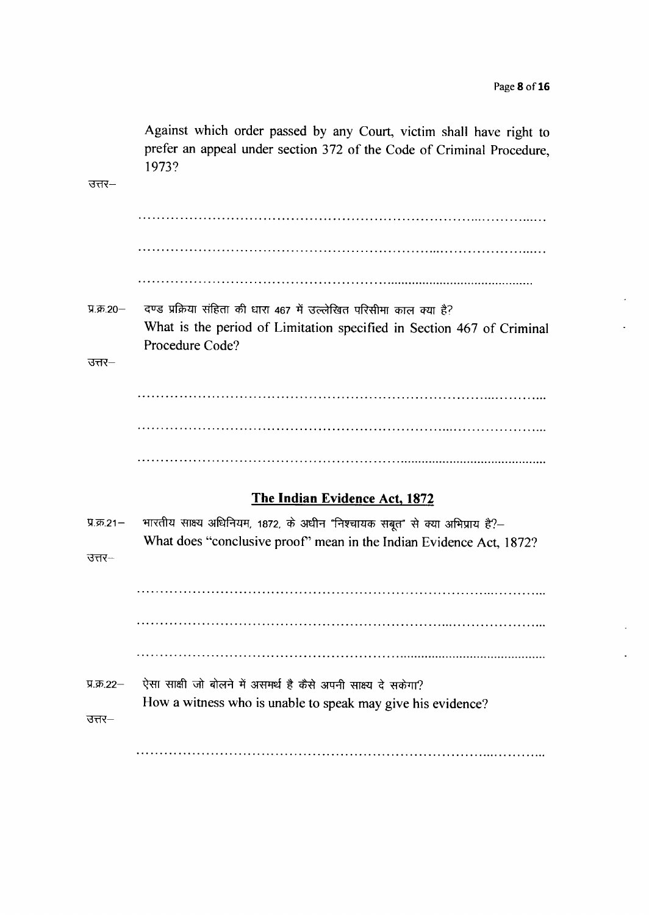Against which order passed by any Court, victim shall have right to prefer an appeal under section 372 of the Code of Criminal Procedure, 1973?

उत्तर–

..........................................................................................

..........................................................................................

..........................................................................................

प्र.क्र.20– दण्ड प्रक्रिया संहिता की धारा 467 में उल्लेखित परिसीमा काल क्या है?

What is the period of Limitation specified in Section 467 of Criminal Procedure Code?

उत्तर–

..........................................................................................

..........................................................................................

..........................................................................................

## The Indian Evidence Act, 1872

प्र.क्र.21– भारतीय साक्ष्य अधिनियम, 1872, के अधीन "निश्चायक सबूत" से क्या अभिप्राय है?–

What does "conclusive proof" mean in the Indian Evidence Act, 1872?

उत्तर–

..........................................................................................

..........................................................................................

..........................................................................................

प्र.क्र.22– ऐसा साक्षी जो बोलने में असमर्थ है कैसे अपनी साक्ष्य दे सकेगा?

How a witness who is unable to speak may give his evidence?

उत्तर–

..........................................................................................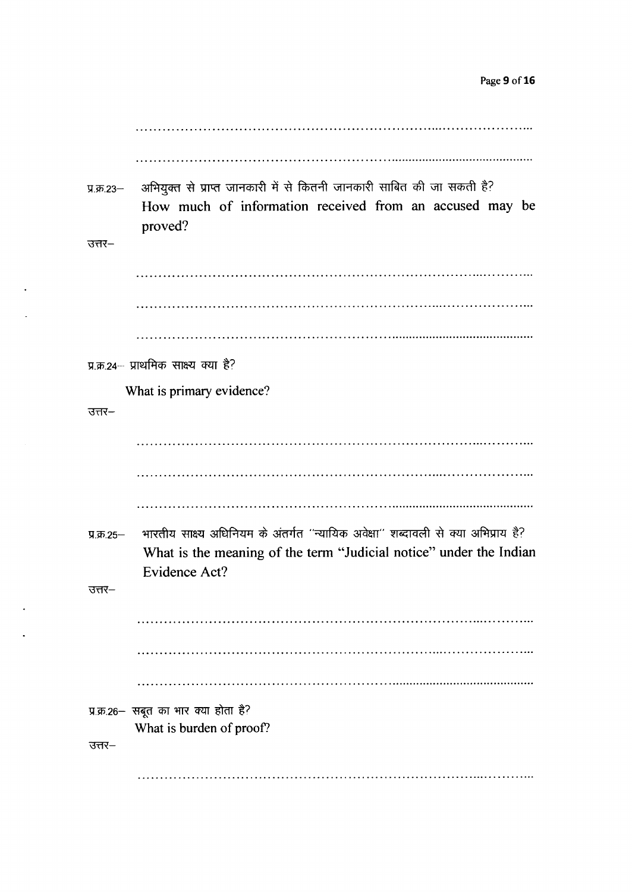.......................................................................................

.......................................................................................

प्र.क्र.23– अभियुक्त से प्राप्त जानकारी में से कितनी जानकारी साबित की जा सकती है?
How much of information received from an accused may be proved?

उत्तर–

.......................................................................................

.......................................................................................

.......................................................................................

प्र.क्र.24– प्राथमिक साक्ष्य क्या है?

What is primary evidence?

उत्तर–

.......................................................................................

.......................................................................................

.......................................................................................

प्र.क्र.25– भारतीय साक्ष्य अधिनियम के अंतर्गत "न्यायिक अवेक्षा" शब्दावली से क्या अभिप्राय है?
What is the meaning of the term "Judicial notice" under the Indian Evidence Act?

उत्तर–

.......................................................................................

.......................................................................................

.......................................................................................

प्र.क्र.26– सबूत का भार क्या होता है?
What is burden of proof?

उत्तर–

.......................................................................................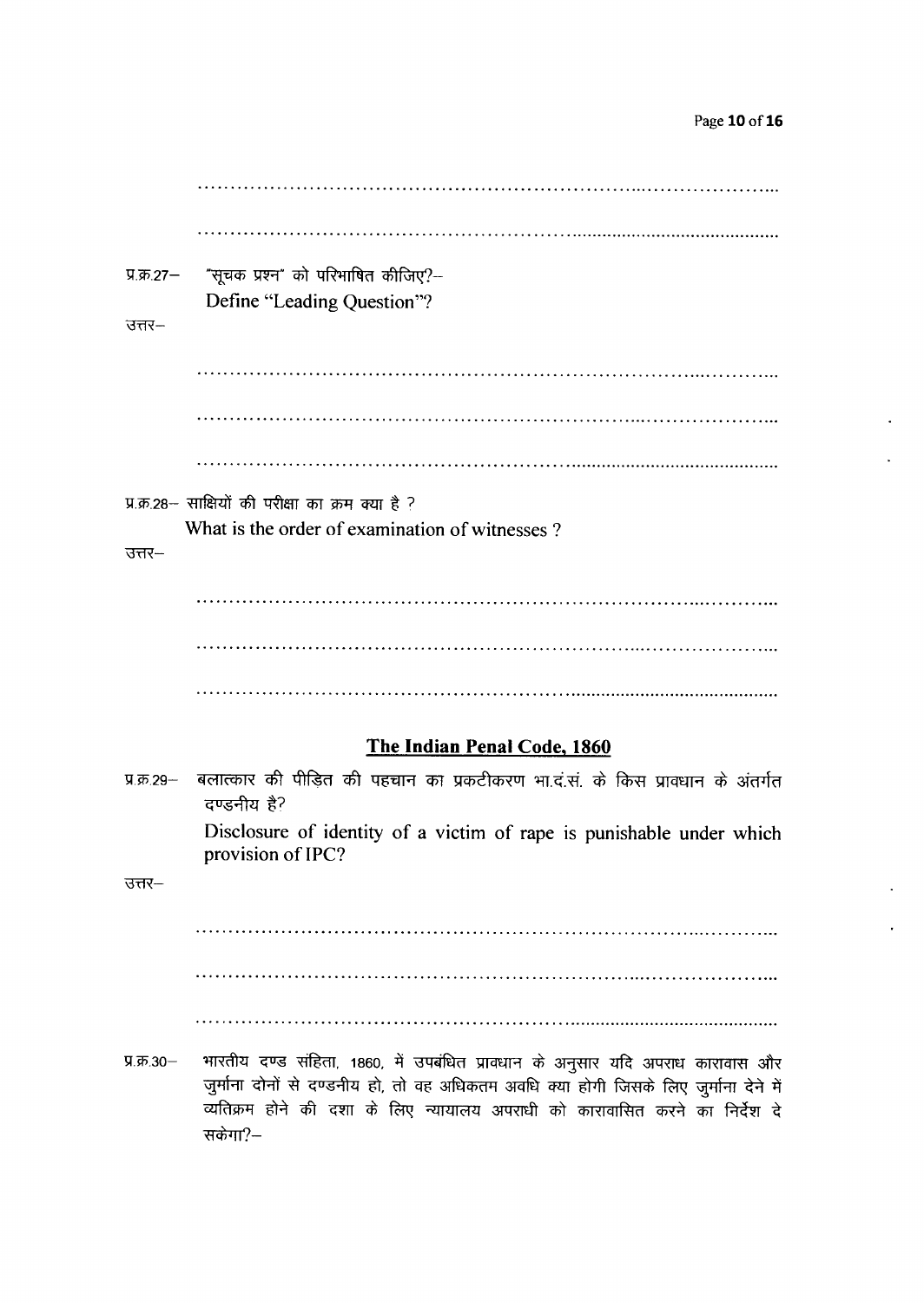………………………………………………………………………………

………………………………………………………………………………

प्र.क्र.27– "सूचक प्रश्न" को परिभाषित कीजिए?–

Define "Leading Question"?

उत्तर–

………………………………………………………………………………

………………………………………………………………………………

………………………………………………………………………………

प्र.क्र.28– साक्षियों की परीक्षा का क्रम क्या है ?

What is the order of examination of witnesses ?

उत्तर–

………………………………………………………………………………

………………………………………………………………………………

………………………………………………………………………………

## The Indian Penal Code, 1860

प्र.क्र.29– बलात्कार की पीड़ित की पहचान का प्रकटीकरण भा.दं.सं. के किस प्रावधान के अंतर्गत दण्डनीय है?

Disclosure of identity of a victim of rape is punishable under which provision of IPC?

उत्तर–

………………………………………………………………………………

………………………………………………………………………………

………………………………………………………………………………

प्र.क्र.30– भारतीय दण्ड संहिता, 1860, में उपबंधित प्रावधान के अनुसार यदि अपराध कारावास और जुर्माना दोनों से दण्डनीय हो, तो वह अधिकतम अवधि क्या होगी जिसके लिए जुर्माना देने में व्यतिक्रम होने की दशा के लिए न्यायालय अपराधी को कारावासित करने का निर्देश दे सकेगा?–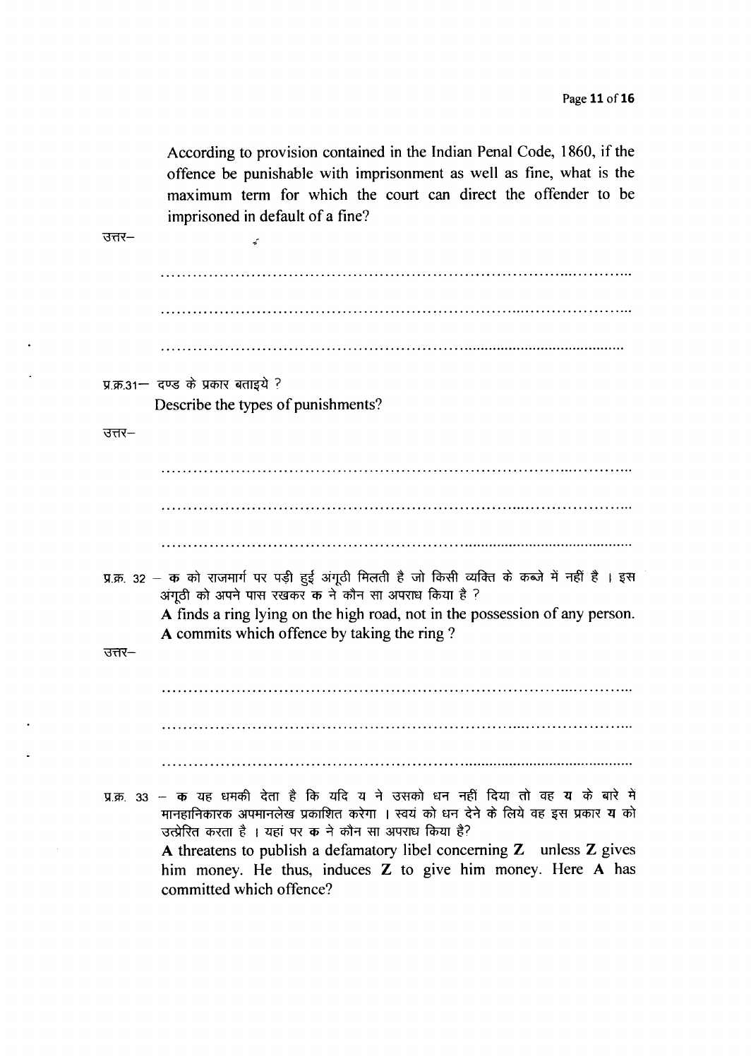According to provision contained in the Indian Penal Code, 1860, if the offence be punishable with imprisonment as well as fine, what is the maximum term for which the court can direct the offender to be imprisoned in default of a fine?

उत्तर–

..........................................................................................

..........................................................................................

..........................................................................................

प्र.क्र.31– दण्ड के प्रकार बताइये ?

Describe the types of punishments?

उत्तर–

..........................................................................................

..........................................................................................

..........................................................................................

प्र.क्र. 32 – **क** को राजमार्ग पर पड़ी हुई अंगूठी मिलती है जो किसी व्यक्ति के कब्जे में नहीं है । इस अंगूठी को अपने पास रखकर **क** ने कौन सा अपराध किया है ?

**A** finds a ring lying on the high road, not in the possession of any person. **A** commits which offence by taking the ring ?

उत्तर–

..........................................................................................

..........................................................................................

..........................................................................................

प्र.क्र. 33 – **क** यह धमकी देता है कि यदि य ने उसको धन नहीं दिया तो वह **य** के बारे में मानहानिकारक अपमानलेख प्रकाशित करेगा । स्वयं को धन देने के लिये वह इस प्रकार **य** को उत्प्रेरित करता है । यहां पर **क** ने कौन सा अपराध किया है?

**A** threatens to publish a defamatory libel concerning **Z** unless **Z** gives him money. He thus, induces **Z** to give him money. Here **A** has committed which offence?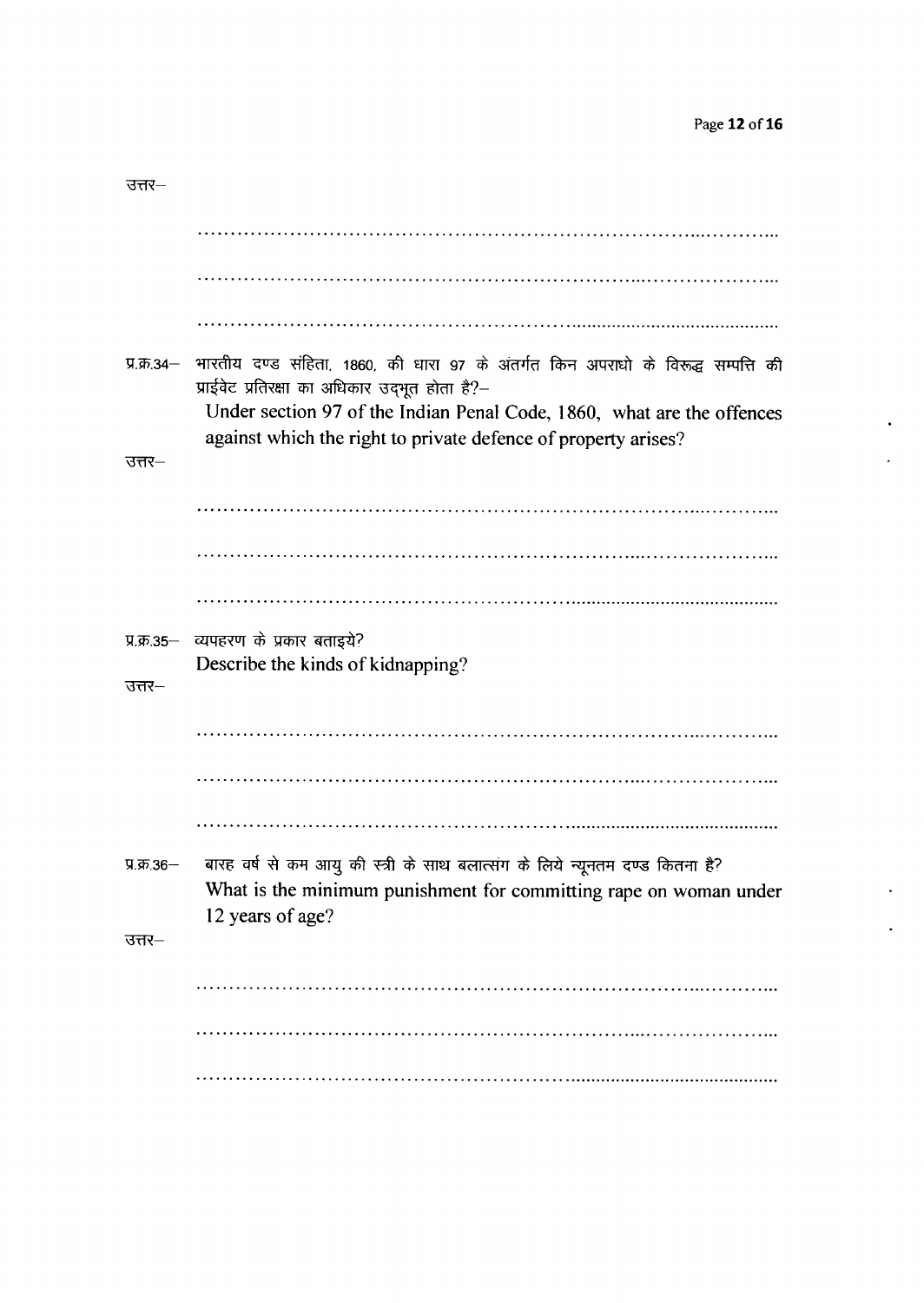उत्तर–

........................................................................................

........................................................................................

........................................................................................

प्र.क्र.34– भारतीय दण्ड संहिता, 1860, की धारा 97 के अंतर्गत किन अपराधो के विरूद्ध सम्पत्ति की प्राईवेट प्रतिरक्षा का अधिकार उद्भूत होता है?–

Under section 97 of the Indian Penal Code, 1860, what are the offences against which the right to private defence of property arises?

उत्तर–

........................................................................................

........................................................................................

........................................................................................

प्र.क्र.35– व्यपहरण के प्रकार बताइये?

Describe the kinds of kidnapping?

उत्तर–

........................................................................................

........................................................................................

........................................................................................

प्र.क्र.36– बारह वर्ष से कम आयु की स्त्री के साथ बलात्संग के लिये न्यूनतम दण्ड कितना है?

What is the minimum punishment for committing rape on woman under 12 years of age?

उत्तर–

........................................................................................

........................................................................................

........................................................................................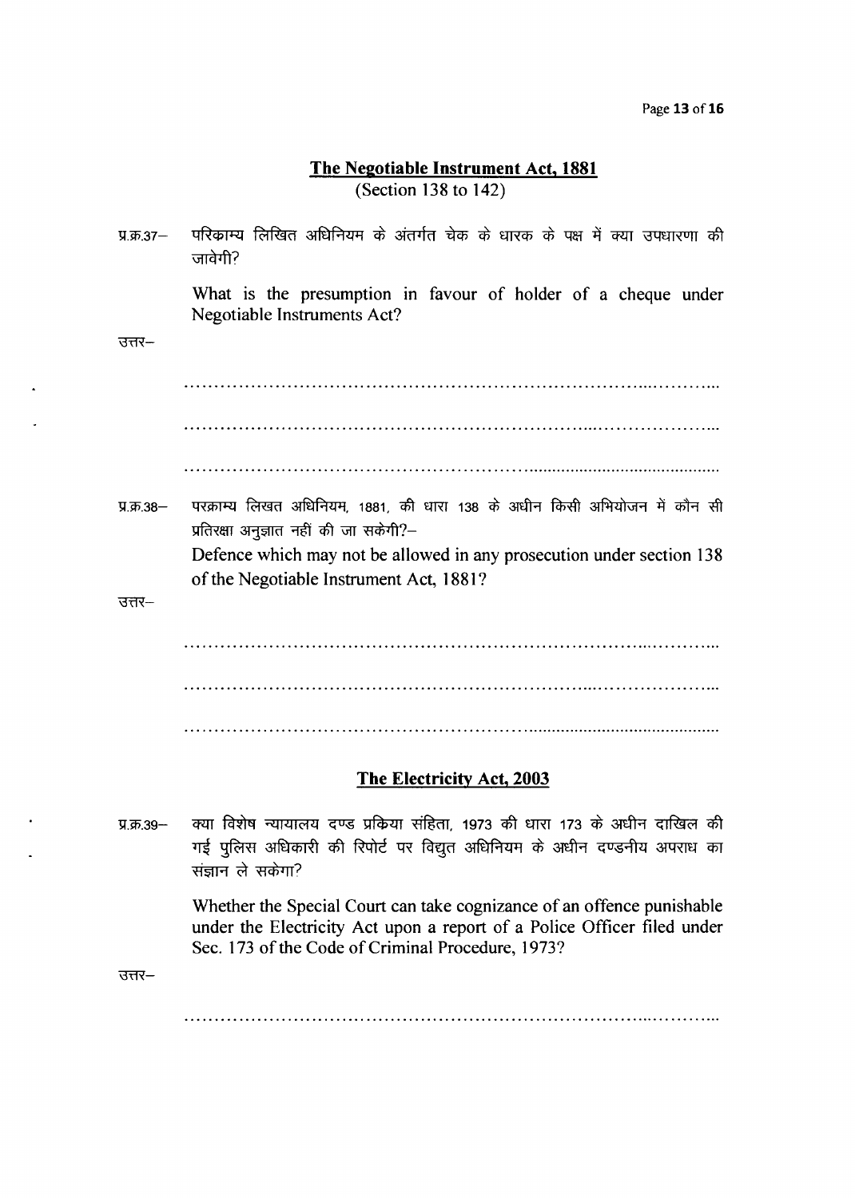## The Negotiable Instrument Act, 1881
(Section 138 to 142)

प्र.क्र.37– परिकाम्य लिखित अधिनियम के अंतर्गत चेक के धारक के पक्ष में क्या उपधारणा की जावेगी?

What is the presumption in favour of holder of a cheque under Negotiable Instruments Act?

उत्तर–

.....................................................................................................

.....................................................................................................

.....................................................................................................

प्र.क्र.38– परक्राम्य लिखत अधिनियम, 1881, की धारा 138 के अधीन किसी अभियोजन में कौन सी प्रतिरक्षा अनुज्ञात नहीं की जा सकेगी?–

Defence which may not be allowed in any prosecution under section 138 of the Negotiable Instrument Act, 1881?

उत्तर–

.....................................................................................................

.....................................................................................................

.....................................................................................................

## The Electricity Act, 2003

प्र.क्र.39– क्या विशेष न्यायालय दण्ड प्रकिया संहिता, 1973 की धारा 173 के अधीन दाखिल की गई पुलिस अधिकारी की रिपोर्ट पर विद्युत अधिनियम के अधीन दण्डनीय अपराध का संज्ञान ले सकेगा?

Whether the Special Court can take cognizance of an offence punishable under the Electricity Act upon a report of a Police Officer filed under Sec. 173 of the Code of Criminal Procedure, 1973?

उत्तर–

.....................................................................................................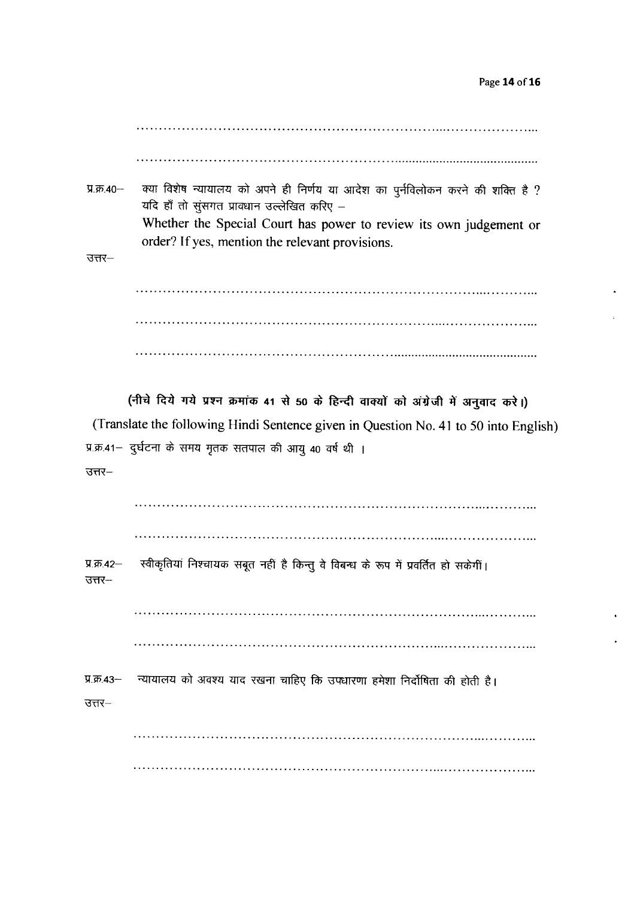..........................................................................................

..........................................................................................

प्र.क्र.40– क्या विशेष न्यायालय को अपने ही निर्णय या आदेश का पुर्नविलोकन करने की शक्ति है ? यदि हाँ तो सुसंगत प्रावधान उल्लेखित करिए –

Whether the Special Court has power to review its own judgement or order? If yes, mention the relevant provisions.

उत्तर–

..........................................................................................

..........................................................................................

..........................................................................................

**(नीचे दिये गये प्रश्न क्रमांक 41 से 50 के हिन्दी वाक्यों को अंग्रेजी में अनुवाद करे।)**

(Translate the following Hindi Sentence given in Question No. 41 to 50 into English)

प्र.क्र.41– दुर्घटना के समय मृतक सतपाल की आयु 40 वर्ष थी ।

उत्तर–

..........................................................................................

..........................................................................................

प्र.क्र.42– स्वीकृतियां निश्चायक सबूत नही है किन्तु वे विबन्ध के रूप में प्रवर्तित हो सकेगीं।

उत्तर–

..........................................................................................

..........................................................................................

प्र.क्र.43– न्यायालय को अवश्य याद रखना चाहिए कि उपधारणा हमेशा निर्दोषिता की होती है।

उत्तर–

..........................................................................................

..........................................................................................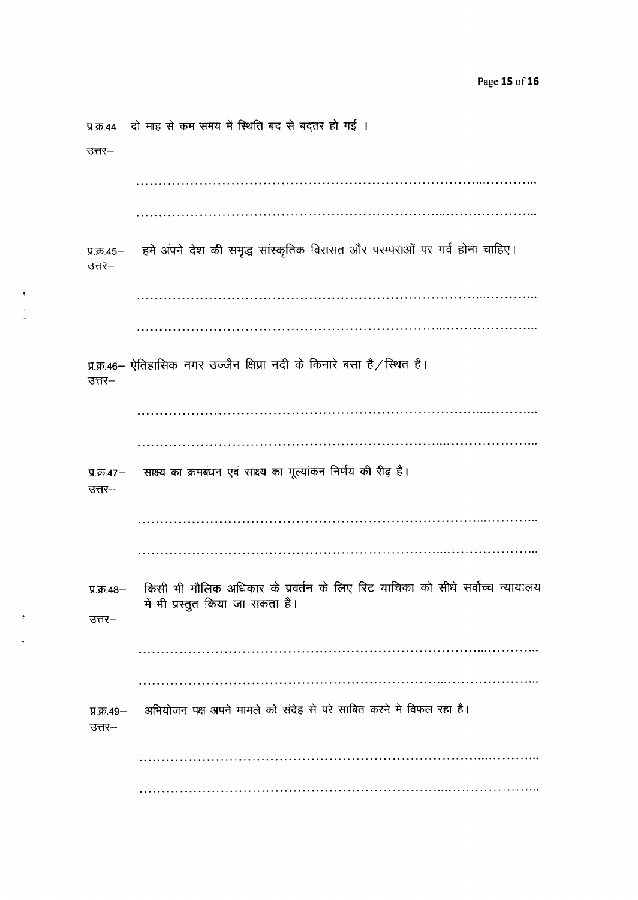प्र.क्र.44– दो माह से कम समय में स्थिति बद से बदतर हो गई ।

उत्तर–

..................................................................................................

..................................................................................................

प्र.क्र.45– हमें अपने देश की समृद्ध सांस्कृतिक विरासत और परम्पराओं पर गर्व होना चाहिए।

उत्तर–

..................................................................................................

..................................................................................................

प्र.क्र.46– ऐतिहासिक नगर उज्जैन क्षिप्रा नदी के किनारे बसा है/स्थित है।

उत्तर–

..................................................................................................

..................................................................................................

प्र.क्र.47– साक्ष्य का क्रमबंधन एवं साक्ष्य का मूल्यांकन निर्णय की रीढ़ है।

उत्तर–

..................................................................................................

..................................................................................................

प्र.क्र.48– किसी भी मौलिक अधिकार के प्रवर्तन के लिए रिट याचिका को सीधे सर्वोच्च न्यायालय में भी प्रस्तुत किया जा सकता है।

उत्तर–

..................................................................................................

..................................................................................................

प्र.क्र.49– अभियोजन पक्ष अपने मामले को संदेह से परे साबित करने में विफल रहा है।

उत्तर–

..................................................................................................

..................................................................................................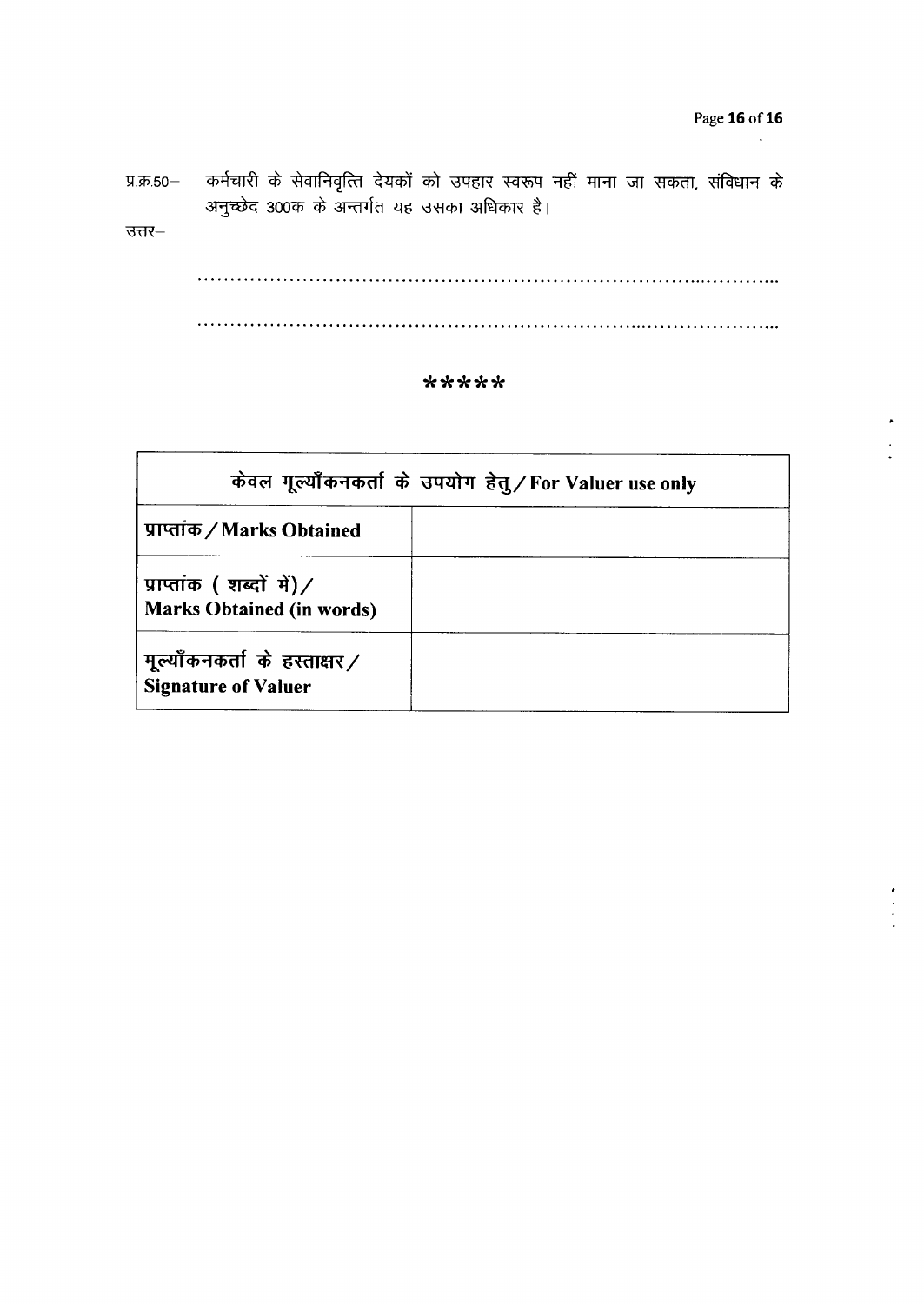प्र.क्र.50– कर्मचारी के सेवानिवृत्ति देयकों को उपहार स्वरूप नहीं माना जा सकता, संविधान के अनुच्छेद 300क के अन्तर्गत यह उसका अधिकार है।

उत्तर–

..............................................................................................

..............................................................................................

*****

| केवल मूल्याँकनकर्ता के उपयोग हेतु / For Valuer use only | |
|---|---|
| प्राप्तांक / **Marks Obtained** | |
| प्राप्तांक ( शब्दों में) / **Marks Obtained (in words)** | |
| मूल्याँकनकर्ता के हस्ताक्षर / **Signature of Valuer** | |